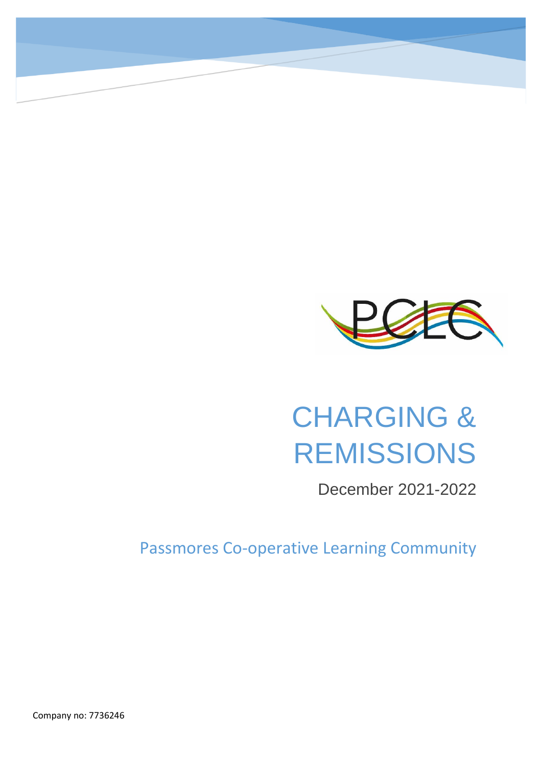PCLC

# CHARGING & REMISSIONS

December 2021-2022

Passmores Co-operative Learning Community

Company no: 7736246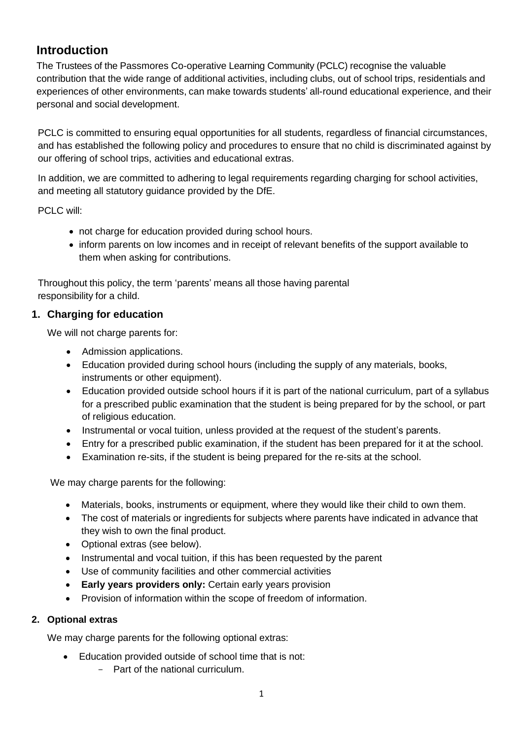## Introduction

The Trustees of the Passmores Co-operative Learning Community (PCLC) recognise the valuable contribution that the wide range of additional activities, including clubs, out of school trips, residentials and experiences of other environments, can make towards students' all-round educational experience, and their personal and social development.

PCLC is committed to ensuring equal opportunities for all students, regardless of financial circumstances, and has established the following policy and procedures to ensure that no child is discriminated against by our offering of school trips, activities and educational extras.

In addition, we are committed to adhering to legal requirements regarding charging for school activities, and meeting all statutory guidance provided by the DfE.

PCLC will:

- not charge for education provided during school hours.
- inform parents on low incomes and in receipt of relevant benefits of the support available to them when asking for contributions.

Throughout this policy, the term 'parents' means all those having parental responsibility for a child.

### 1. Charging for education

We will not charge parents for:

- Admission applications.
- Education provided during school hours (including the supply of any materials, books, instruments or other equipment).
- Education provided outside school hours if it is part of the national curriculum, part of a syllabus for a prescribed public examination that the student is being prepared for by the school, or part of religious education.
- Instrumental or vocal tuition, unless provided at the request of the student's parents.
- Entry for a prescribed public examination, if the student has been prepared for it at the school.
- Examination re-sits, if the student is being prepared for the re-sits at the school.

We may charge parents for the following:

- Materials, books, instruments or equipment, where they would like their child to own them.
- The cost of materials or ingredients for subjects where parents have indicated in advance that they wish to own the final product.
- Optional extras (see below).
- Instrumental and vocal tuition, if this has been requested by the parent
- Use of community facilities and other commercial activities
- **Early years providers only:** Certain early years provision
- Provision of information within the scope of freedom of information.

### 2. Optional extras

We may charge parents for the following optional extras:

- Education provided outside of school time that is not:
  - Part of the national curriculum.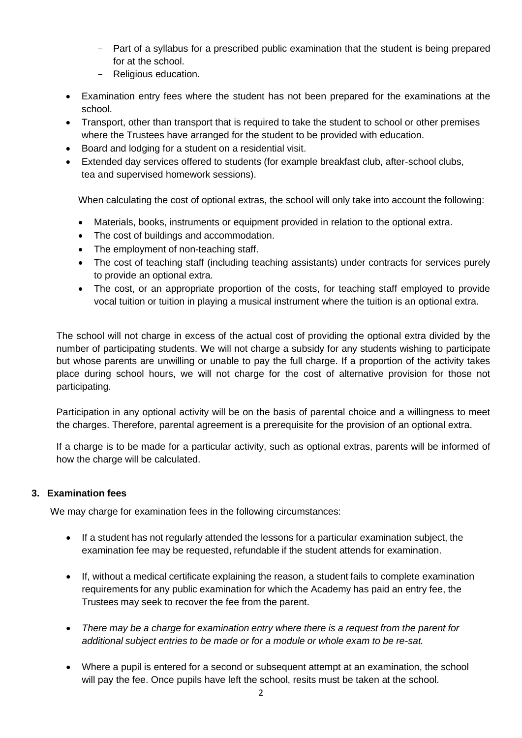- Part of a syllabus for a prescribed public examination that the student is being prepared for at the school.
  - Religious education.
- Examination entry fees where the student has not been prepared for the examinations at the school.
- Transport, other than transport that is required to take the student to school or other premises where the Trustees have arranged for the student to be provided with education.
- Board and lodging for a student on a residential visit.
- Extended day services offered to students (for example breakfast club, after-school clubs, tea and supervised homework sessions).

When calculating the cost of optional extras, the school will only take into account the following:

- Materials, books, instruments or equipment provided in relation to the optional extra.
- The cost of buildings and accommodation.
- The employment of non-teaching staff.
- The cost of teaching staff (including teaching assistants) under contracts for services purely to provide an optional extra.
- The cost, or an appropriate proportion of the costs, for teaching staff employed to provide vocal tuition or tuition in playing a musical instrument where the tuition is an optional extra.

The school will not charge in excess of the actual cost of providing the optional extra divided by the number of participating students. We will not charge a subsidy for any students wishing to participate but whose parents are unwilling or unable to pay the full charge. If a proportion of the activity takes place during school hours, we will not charge for the cost of alternative provision for those not participating.

Participation in any optional activity will be on the basis of parental choice and a willingness to meet the charges. Therefore, parental agreement is a prerequisite for the provision of an optional extra.

If a charge is to be made for a particular activity, such as optional extras, parents will be informed of how the charge will be calculated.

## 3. Examination fees

We may charge for examination fees in the following circumstances:

- If a student has not regularly attended the lessons for a particular examination subject, the examination fee may be requested, refundable if the student attends for examination.

- If, without a medical certificate explaining the reason, a student fails to complete examination requirements for any public examination for which the Academy has paid an entry fee, the Trustees may seek to recover the fee from the parent.

- *There may be a charge for examination entry where there is a request from the parent for additional subject entries to be made or for a module or whole exam to be re-sat.*

- Where a pupil is entered for a second or subsequent attempt at an examination, the school will pay the fee. Once pupils have left the school, resits must be taken at the school.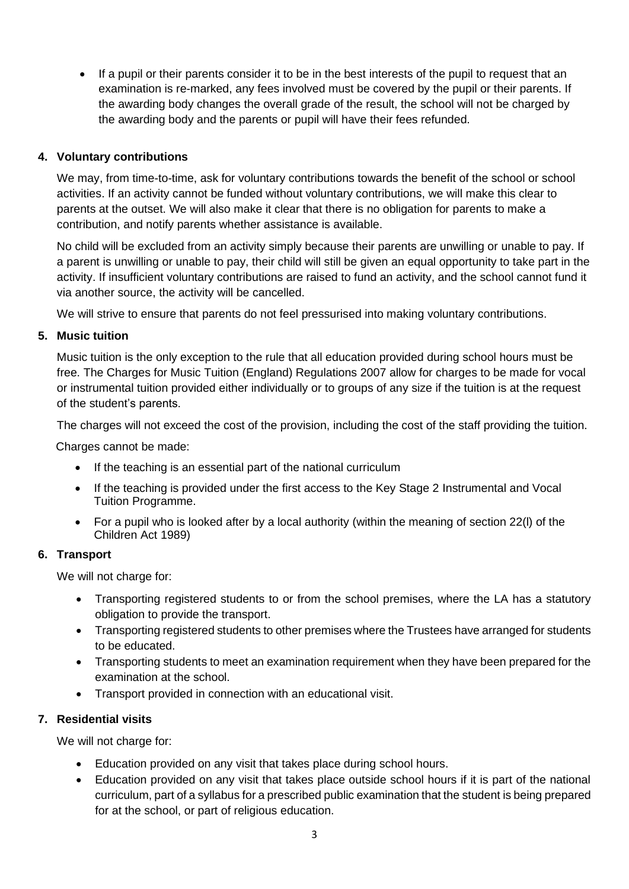- If a pupil or their parents consider it to be in the best interests of the pupil to request that an examination is re-marked, any fees involved must be covered by the pupil or their parents. If the awarding body changes the overall grade of the result, the school will not be charged by the awarding body and the parents or pupil will have their fees refunded.

## 4. Voluntary contributions

We may, from time-to-time, ask for voluntary contributions towards the benefit of the school or school activities. If an activity cannot be funded without voluntary contributions, we will make this clear to parents at the outset. We will also make it clear that there is no obligation for parents to make a contribution, and notify parents whether assistance is available.

No child will be excluded from an activity simply because their parents are unwilling or unable to pay. If a parent is unwilling or unable to pay, their child will still be given an equal opportunity to take part in the activity. If insufficient voluntary contributions are raised to fund an activity, and the school cannot fund it via another source, the activity will be cancelled.

We will strive to ensure that parents do not feel pressurised into making voluntary contributions.

## 5. Music tuition

Music tuition is the only exception to the rule that all education provided during school hours must be free. The Charges for Music Tuition (England) Regulations 2007 allow for charges to be made for vocal or instrumental tuition provided either individually or to groups of any size if the tuition is at the request of the student's parents.

The charges will not exceed the cost of the provision, including the cost of the staff providing the tuition.

Charges cannot be made:

- If the teaching is an essential part of the national curriculum
- If the teaching is provided under the first access to the Key Stage 2 Instrumental and Vocal Tuition Programme.
- For a pupil who is looked after by a local authority (within the meaning of section 22(l) of the Children Act 1989)

## 6. Transport

We will not charge for:

- Transporting registered students to or from the school premises, where the LA has a statutory obligation to provide the transport.
- Transporting registered students to other premises where the Trustees have arranged for students to be educated.
- Transporting students to meet an examination requirement when they have been prepared for the examination at the school.
- Transport provided in connection with an educational visit.

## 7. Residential visits

We will not charge for:

- Education provided on any visit that takes place during school hours.
- Education provided on any visit that takes place outside school hours if it is part of the national curriculum, part of a syllabus for a prescribed public examination that the student is being prepared for at the school, or part of religious education.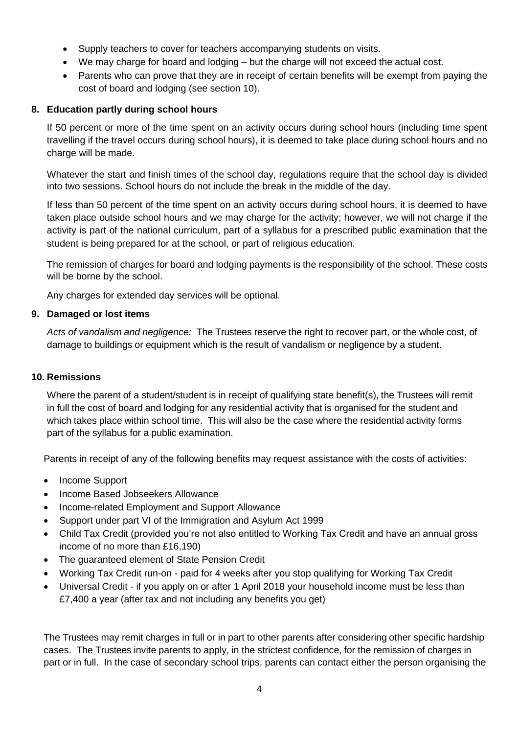- Supply teachers to cover for teachers accompanying students on visits.
- We may charge for board and lodging – but the charge will not exceed the actual cost.
- Parents who can prove that they are in receipt of certain benefits will be exempt from paying the cost of board and lodging (see section 10).

### 8. Education partly during school hours

If 50 percent or more of the time spent on an activity occurs during school hours (including time spent travelling if the travel occurs during school hours), it is deemed to take place during school hours and no charge will be made.

Whatever the start and finish times of the school day, regulations require that the school day is divided into two sessions. School hours do not include the break in the middle of the day.

If less than 50 percent of the time spent on an activity occurs during school hours, it is deemed to have taken place outside school hours and we may charge for the activity; however, we will not charge if the activity is part of the national curriculum, part of a syllabus for a prescribed public examination that the student is being prepared for at the school, or part of religious education.

The remission of charges for board and lodging payments is the responsibility of the school. These costs will be borne by the school.

Any charges for extended day services will be optional.

### 9. Damaged or lost items

*Acts of vandalism and negligence:* The Trustees reserve the right to recover part, or the whole cost, of damage to buildings or equipment which is the result of vandalism or negligence by a student.

### 10. Remissions

Where the parent of a student/student is in receipt of qualifying state benefit(s), the Trustees will remit in full the cost of board and lodging for any residential activity that is organised for the student and which takes place within school time. This will also be the case where the residential activity forms part of the syllabus for a public examination.

Parents in receipt of any of the following benefits may request assistance with the costs of activities:

- Income Support
- Income Based Jobseekers Allowance
- Income-related Employment and Support Allowance
- Support under part VI of the Immigration and Asylum Act 1999
- Child Tax Credit (provided you're not also entitled to Working Tax Credit and have an annual gross income of no more than £16,190)
- The guaranteed element of State Pension Credit
- Working Tax Credit run-on - paid for 4 weeks after you stop qualifying for Working Tax Credit
- Universal Credit - if you apply on or after 1 April 2018 your household income must be less than £7,400 a year (after tax and not including any benefits you get)

The Trustees may remit charges in full or in part to other parents after considering other specific hardship cases. The Trustees invite parents to apply, in the strictest confidence, for the remission of charges in part or in full. In the case of secondary school trips, parents can contact either the person organising the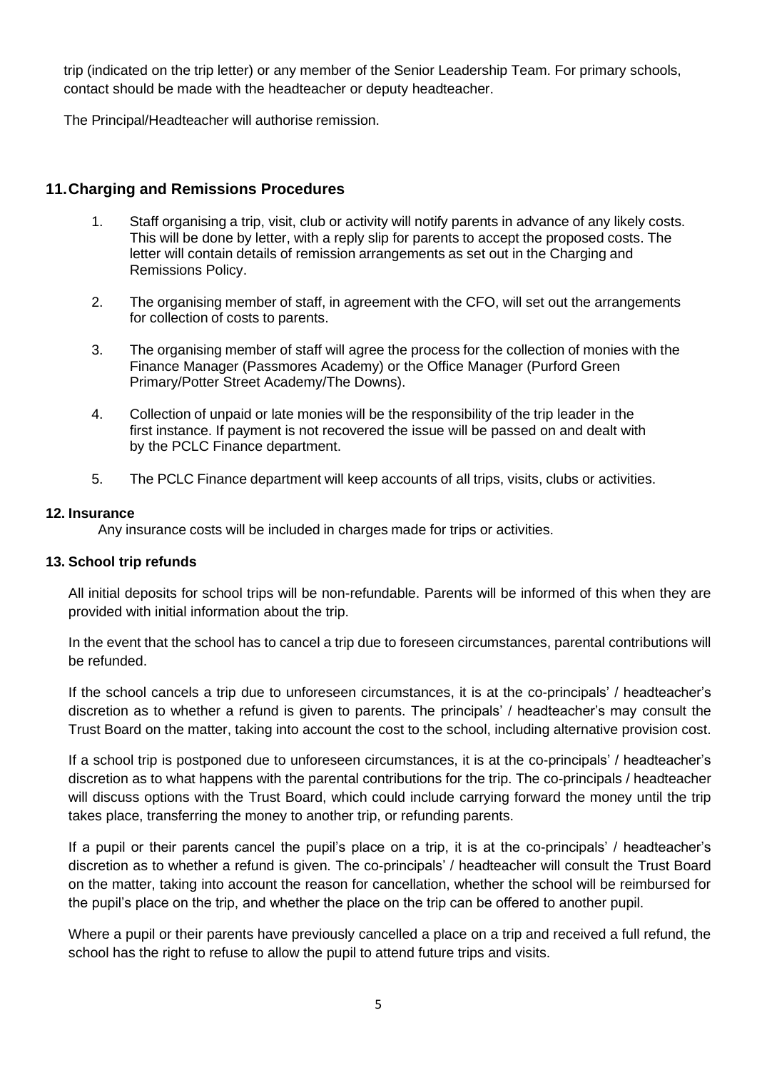trip (indicated on the trip letter) or any member of the Senior Leadership Team. For primary schools, contact should be made with the headteacher or deputy headteacher.

The Principal/Headteacher will authorise remission.

## 11. Charging and Remissions Procedures

1. Staff organising a trip, visit, club or activity will notify parents in advance of any likely costs. This will be done by letter, with a reply slip for parents to accept the proposed costs. The letter will contain details of remission arrangements as set out in the Charging and Remissions Policy.
2. The organising member of staff, in agreement with the CFO, will set out the arrangements for collection of costs to parents.
3. The organising member of staff will agree the process for the collection of monies with the Finance Manager (Passmores Academy) or the Office Manager (Purford Green Primary/Potter Street Academy/The Downs).
4. Collection of unpaid or late monies will be the responsibility of the trip leader in the first instance. If payment is not recovered the issue will be passed on and dealt with by the PCLC Finance department.
5. The PCLC Finance department will keep accounts of all trips, visits, clubs or activities.

### 12. Insurance

Any insurance costs will be included in charges made for trips or activities.

### 13. School trip refunds

All initial deposits for school trips will be non-refundable. Parents will be informed of this when they are provided with initial information about the trip.

In the event that the school has to cancel a trip due to foreseen circumstances, parental contributions will be refunded.

If the school cancels a trip due to unforeseen circumstances, it is at the co-principals' / headteacher's discretion as to whether a refund is given to parents. The principals' / headteacher's may consult the Trust Board on the matter, taking into account the cost to the school, including alternative provision cost.

If a school trip is postponed due to unforeseen circumstances, it is at the co-principals' / headteacher's discretion as to what happens with the parental contributions for the trip. The co-principals / headteacher will discuss options with the Trust Board, which could include carrying forward the money until the trip takes place, transferring the money to another trip, or refunding parents.

If a pupil or their parents cancel the pupil's place on a trip, it is at the co-principals' / headteacher's discretion as to whether a refund is given. The co-principals' / headteacher will consult the Trust Board on the matter, taking into account the reason for cancellation, whether the school will be reimbursed for the pupil's place on the trip, and whether the place on the trip can be offered to another pupil.

Where a pupil or their parents have previously cancelled a place on a trip and received a full refund, the school has the right to refuse to allow the pupil to attend future trips and visits.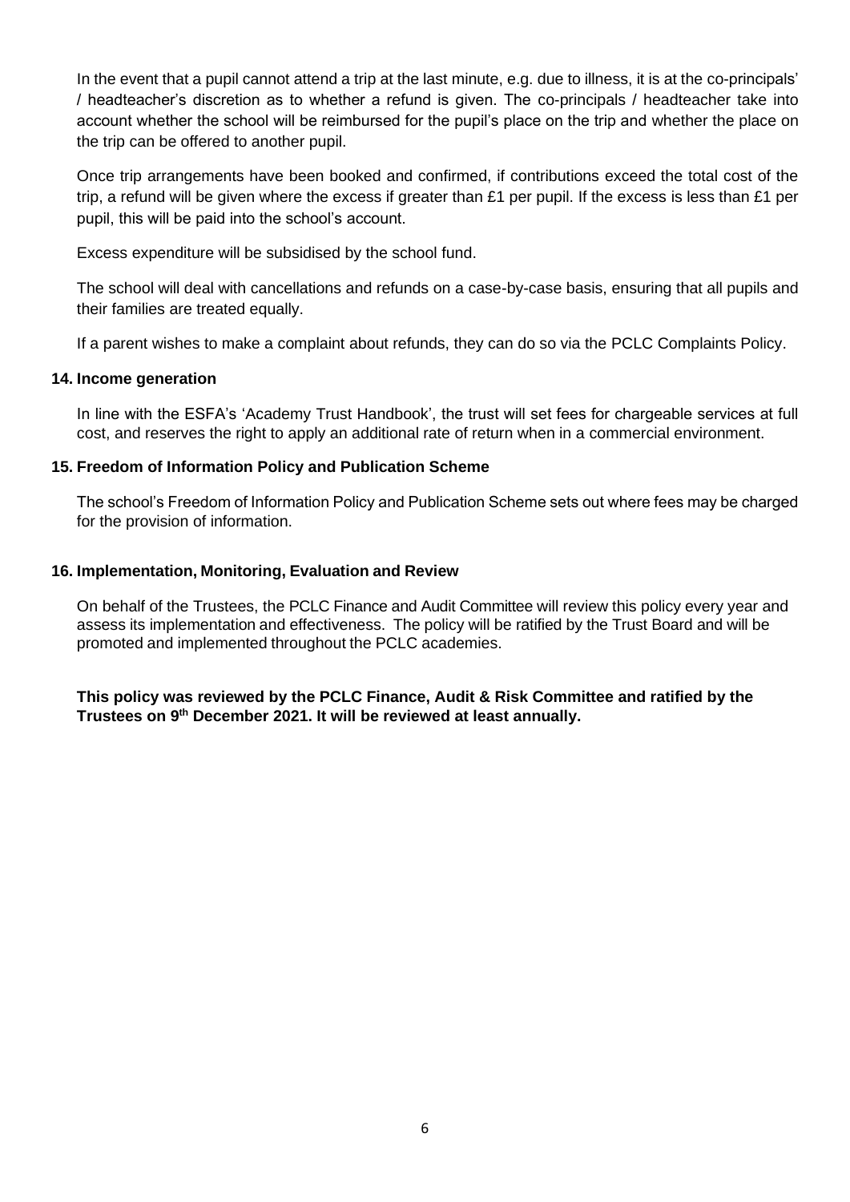In the event that a pupil cannot attend a trip at the last minute, e.g. due to illness, it is at the co-principals' / headteacher's discretion as to whether a refund is given. The co-principals / headteacher take into account whether the school will be reimbursed for the pupil's place on the trip and whether the place on the trip can be offered to another pupil.

Once trip arrangements have been booked and confirmed, if contributions exceed the total cost of the trip, a refund will be given where the excess if greater than £1 per pupil. If the excess is less than £1 per pupil, this will be paid into the school's account.

Excess expenditure will be subsidised by the school fund.

The school will deal with cancellations and refunds on a case-by-case basis, ensuring that all pupils and their families are treated equally.

If a parent wishes to make a complaint about refunds, they can do so via the PCLC Complaints Policy.

**14. Income generation**

In line with the ESFA's 'Academy Trust Handbook', the trust will set fees for chargeable services at full cost, and reserves the right to apply an additional rate of return when in a commercial environment.

**15. Freedom of Information Policy and Publication Scheme**

The school's Freedom of Information Policy and Publication Scheme sets out where fees may be charged for the provision of information.

**16. Implementation, Monitoring, Evaluation and Review**

On behalf of the Trustees, the PCLC Finance and Audit Committee will review this policy every year and assess its implementation and effectiveness. The policy will be ratified by the Trust Board and will be promoted and implemented throughout the PCLC academies.

**This policy was reviewed by the PCLC Finance, Audit & Risk Committee and ratified by the Trustees on 9th December 2021. It will be reviewed at least annually.**